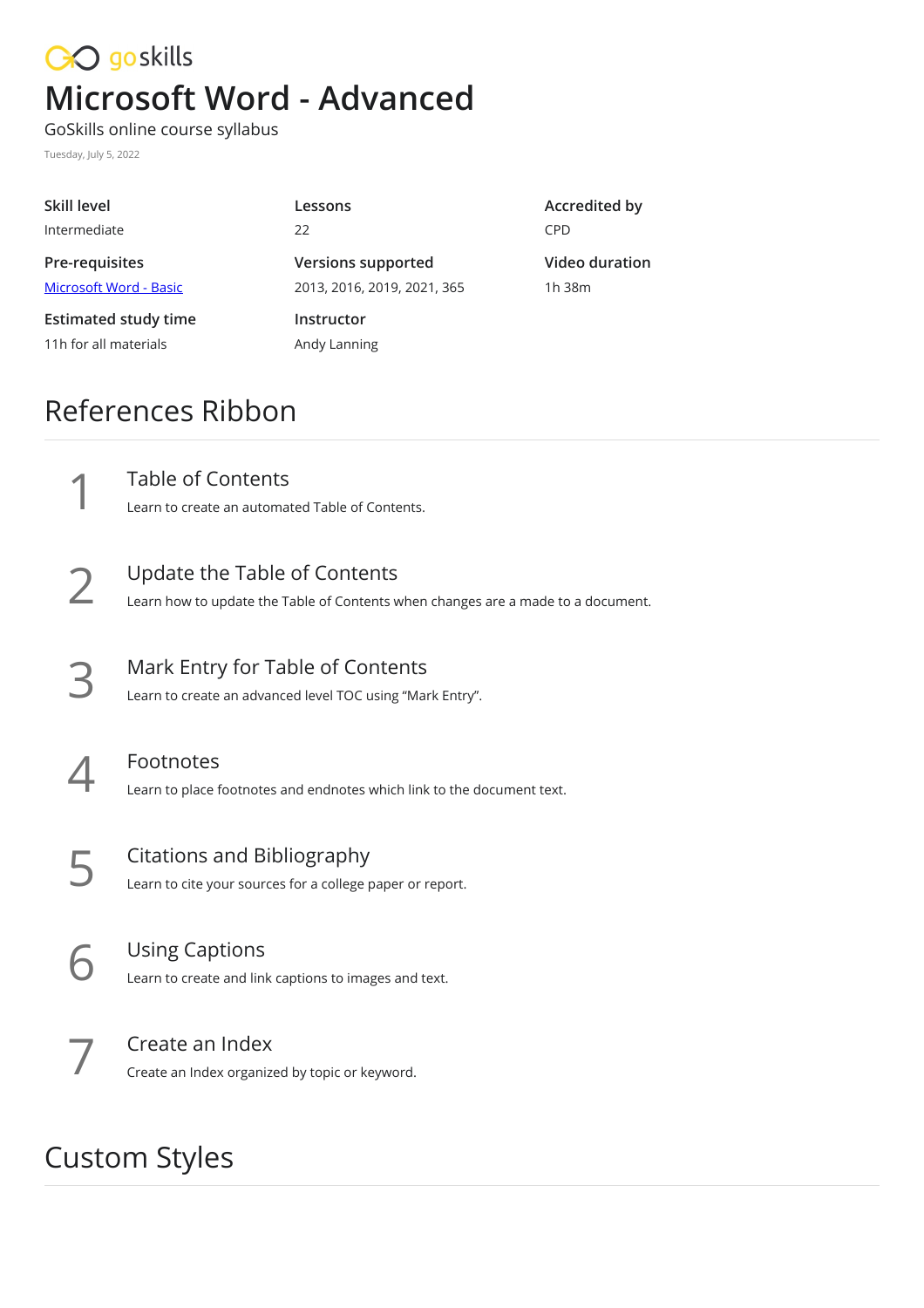goskills

# Microsoft Word - Advanced

GoSkills online course syllabus

Tuesday, July 5, 2022

| | | |
|---|---|---|
| **Skill level** | **Lessons** | **Accredited by** |
| Intermediate | 22 | CPD |
| **Pre-requisites** | **Versions supported** | **Video duration** |
| [Microsoft Word - Basic]() | 2013, 2016, 2019, 2021, 365 | 1h 38m |
| **Estimated study time** | **Instructor** | |
| 11h for all materials | Andy Lanning | |

## References Ribbon

1. **Table of Contents**
   Learn to create an automated Table of Contents.

2. **Update the Table of Contents**
   Learn how to update the Table of Contents when changes are a made to a document.

3. **Mark Entry for Table of Contents**
   Learn to create an advanced level TOC using "Mark Entry".

4. **Footnotes**
   Learn to place footnotes and endnotes which link to the document text.

5. **Citations and Bibliography**
   Learn to cite your sources for a college paper or report.

6. **Using Captions**
   Learn to create and link captions to images and text.

7. **Create an Index**
   Create an Index organized by topic or keyword.

## Custom Styles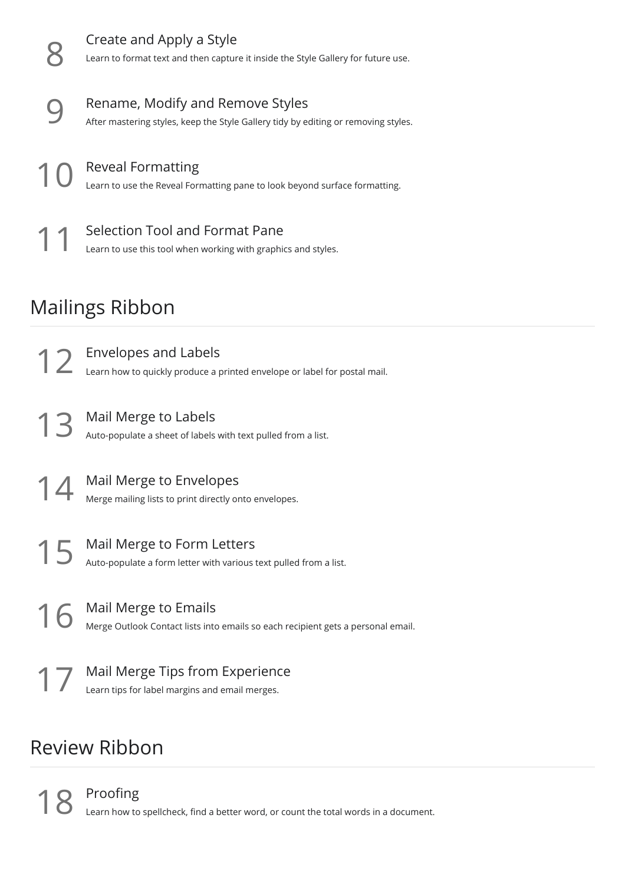8 **Create and Apply a Style**
Learn to format text and then capture it inside the Style Gallery for future use.

9 **Rename, Modify and Remove Styles**
After mastering styles, keep the Style Gallery tidy by editing or removing styles.

10 **Reveal Formatting**
Learn to use the Reveal Formatting pane to look beyond surface formatting.

11 **Selection Tool and Format Pane**
Learn to use this tool when working with graphics and styles.

## Mailings Ribbon

12 **Envelopes and Labels**
Learn how to quickly produce a printed envelope or label for postal mail.

13 **Mail Merge to Labels**
Auto-populate a sheet of labels with text pulled from a list.

14 **Mail Merge to Envelopes**
Merge mailing lists to print directly onto envelopes.

15 **Mail Merge to Form Letters**
Auto-populate a form letter with various text pulled from a list.

16 **Mail Merge to Emails**
Merge Outlook Contact lists into emails so each recipient gets a personal email.

17 **Mail Merge Tips from Experience**
Learn tips for label margins and email merges.

## Review Ribbon

18 **Proofing**
Learn how to spellcheck, find a better word, or count the total words in a document.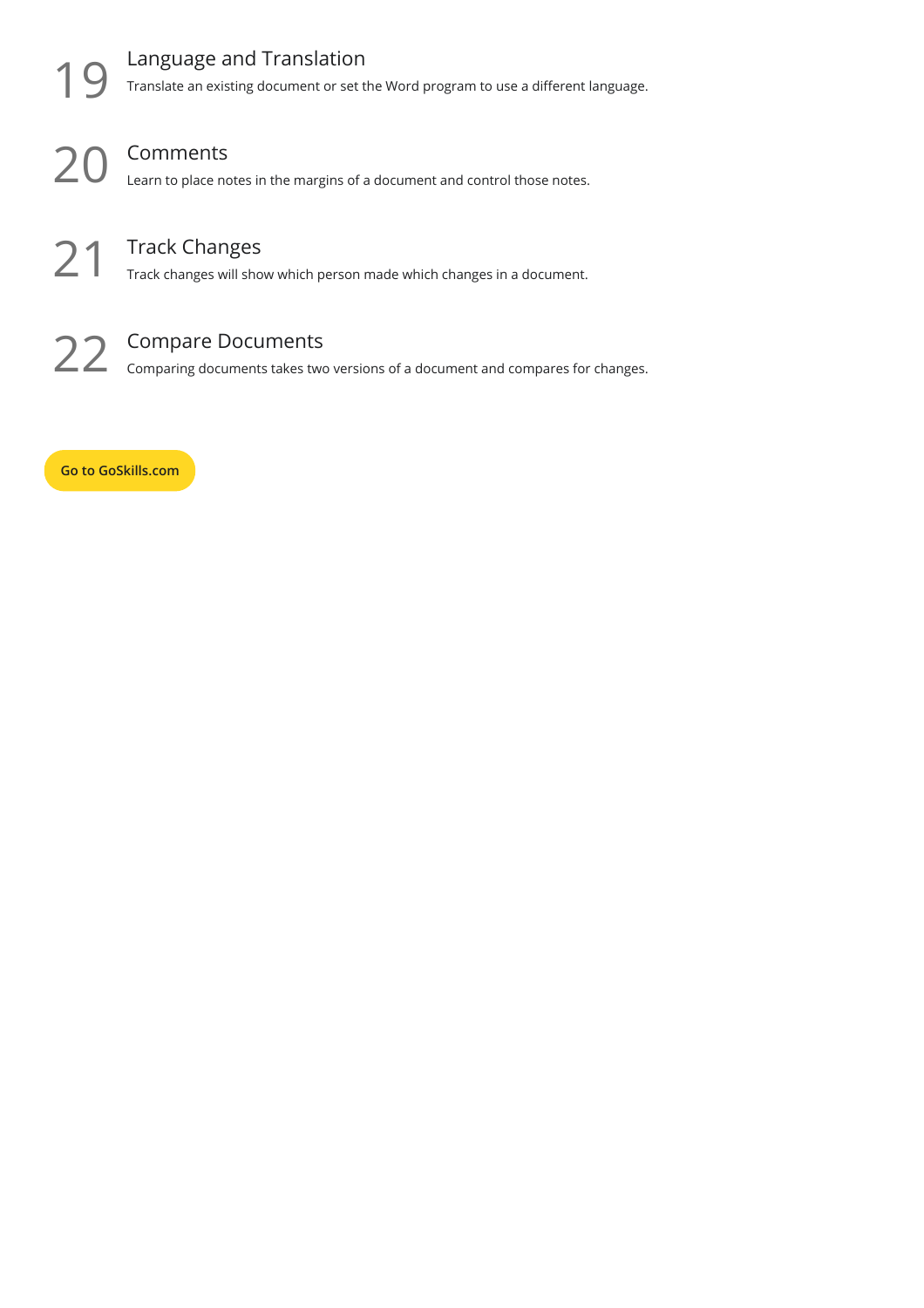## 19 Language and Translation

Translate an existing document or set the Word program to use a different language.

## 20 Comments

Learn to place notes in the margins of a document and control those notes.

## 21 Track Changes

Track changes will show which person made which changes in a document.

## 22 Compare Documents

Comparing documents takes two versions of a document and compares for changes.

Go to GoSkills.com